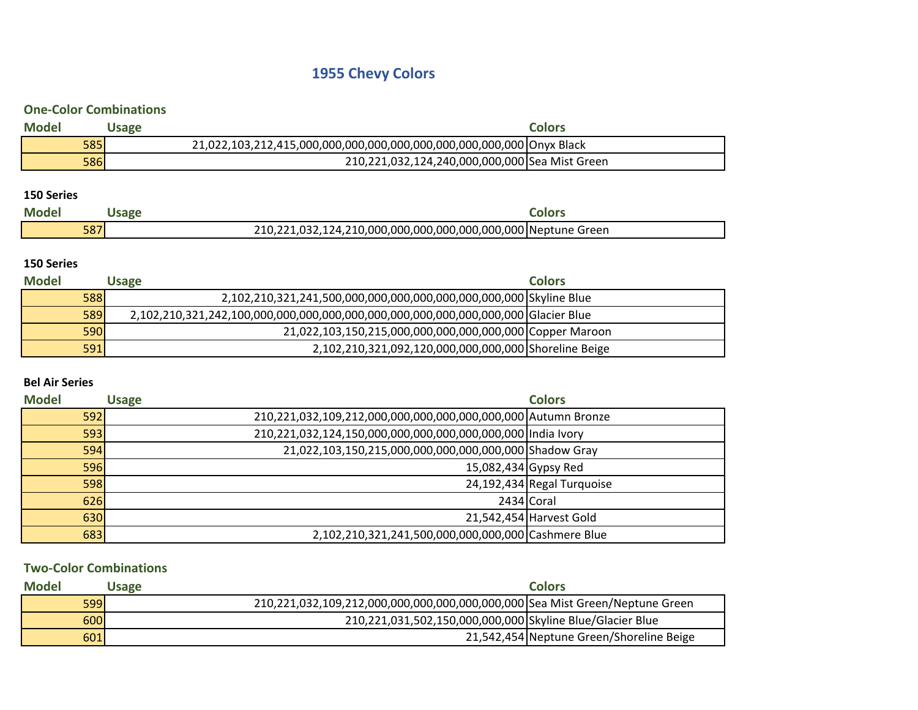# 1955 Chevy Colors

## One-Color Combinations

| Model | Usage | Colors |
| --- | --- | --- |
| 585 | 21,022,103,212,415,000,000,000,000,000,000,000,000,000 | Onyx Black |
| 586 | 210,221,032,124,240,000,000,000 | Sea Mist Green |

### 150 Series

| Model | Usage | Colors |
| --- | --- | --- |
| 587 | 210,221,032,124,210,000,000,000,000,000,000,000 | Neptune Green |

### 150 Series

| Model | Usage | Colors |
| --- | --- | --- |
| 588 | 2,102,210,321,241,500,000,000,000,000,000,000,000,000 | Skyline Blue |
| 589 | 2,102,210,321,242,100,000,000,000,000,000,000,000,000,000,000,000 | Glacier Blue |
| 590 | 21,022,103,150,215,000,000,000,000,000,000 | Copper Maroon |
| 591 | 2,102,210,321,092,120,000,000,000,000 | Shoreline Beige |

### Bel Air Series

| Model | Usage | Colors |
| --- | --- | --- |
| 592 | 210,221,032,109,212,000,000,000,000,000,000,000 | Autumn Bronze |
| 593 | 210,221,032,124,150,000,000,000,000,000,000,000 | India Ivory |
| 594 | 21,022,103,150,215,000,000,000,000,000,000 | Shadow Gray |
| 596 | 15,082,434 | Gypsy Red |
| 598 | 24,192,434 | Regal Turquoise |
| 626 | 2434 | Coral |
| 630 | 21,542,454 | Harvest Gold |
| 683 | 2,102,210,321,241,500,000,000,000,000 | Cashmere Blue |

## Two-Color Combinations

| Model | Usage | Colors |
| --- | --- | --- |
| 599 | 210,221,032,109,212,000,000,000,000,000,000,000 | Sea Mist Green/Neptune Green |
| 600 | 210,221,031,502,150,000,000,000 | Skyline Blue/Glacier Blue |
| 601 | 21,542,454 | Neptune Green/Shoreline Beige |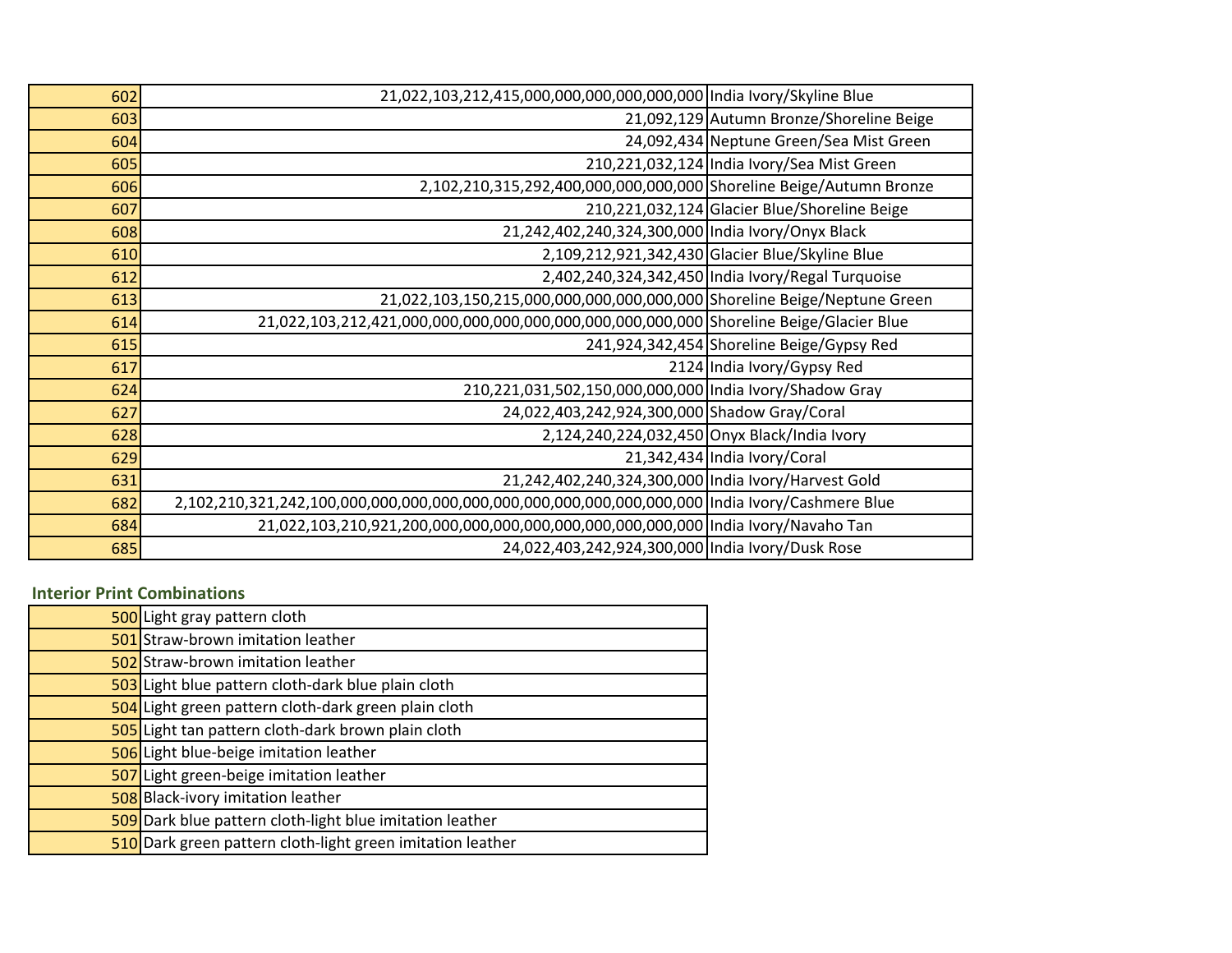| | | |
|---|---|---|
| 602 | 21,022,103,212,415,000,000,000,000,000,000 | India Ivory/Skyline Blue |
| 603 | 21,092,129 | Autumn Bronze/Shoreline Beige |
| 604 | 24,092,434 | Neptune Green/Sea Mist Green |
| 605 | 210,221,032,124 | India Ivory/Sea Mist Green |
| 606 | 2,102,210,315,292,400,000,000,000,000 | Shoreline Beige/Autumn Bronze |
| 607 | 210,221,032,124 | Glacier Blue/Shoreline Beige |
| 608 | 21,242,402,240,324,300,000 | India Ivory/Onyx Black |
| 610 | 2,109,212,921,342,430 | Glacier Blue/Skyline Blue |
| 612 | 2,402,240,324,342,450 | India Ivory/Regal Turquoise |
| 613 | 21,022,103,150,215,000,000,000,000,000,000 | Shoreline Beige/Neptune Green |
| 614 | 21,022,103,212,421,000,000,000,000,000,000,000,000,000 | Shoreline Beige/Glacier Blue |
| 615 | 241,924,342,454 | Shoreline Beige/Gypsy Red |
| 617 | 2124 | India Ivory/Gypsy Red |
| 624 | 210,221,031,502,150,000,000,000 | India Ivory/Shadow Gray |
| 627 | 24,022,403,242,924,300,000 | Shadow Gray/Coral |
| 628 | 2,124,240,224,032,450 | Onyx Black/India Ivory |
| 629 | 21,342,434 | India Ivory/Coral |
| 631 | 21,242,402,240,324,300,000 | India Ivory/Harvest Gold |
| 682 | 2,102,210,321,242,100,000,000,000,000,000,000,000,000,000,000 | India Ivory/Cashmere Blue |
| 684 | 21,022,103,210,921,200,000,000,000,000,000,000,000,000 | India Ivory/Navaho Tan |
| 685 | 24,022,403,242,924,300,000 | India Ivory/Dusk Rose |

**Interior Print Combinations**

| | |
|---|---|
| 500 | Light gray pattern cloth |
| 501 | Straw-brown imitation leather |
| 502 | Straw-brown imitation leather |
| 503 | Light blue pattern cloth-dark blue plain cloth |
| 504 | Light green pattern cloth-dark green plain cloth |
| 505 | Light tan pattern cloth-dark brown plain cloth |
| 506 | Light blue-beige imitation leather |
| 507 | Light green-beige imitation leather |
| 508 | Black-ivory imitation leather |
| 509 | Dark blue pattern cloth-light blue imitation leather |
| 510 | Dark green pattern cloth-light green imitation leather |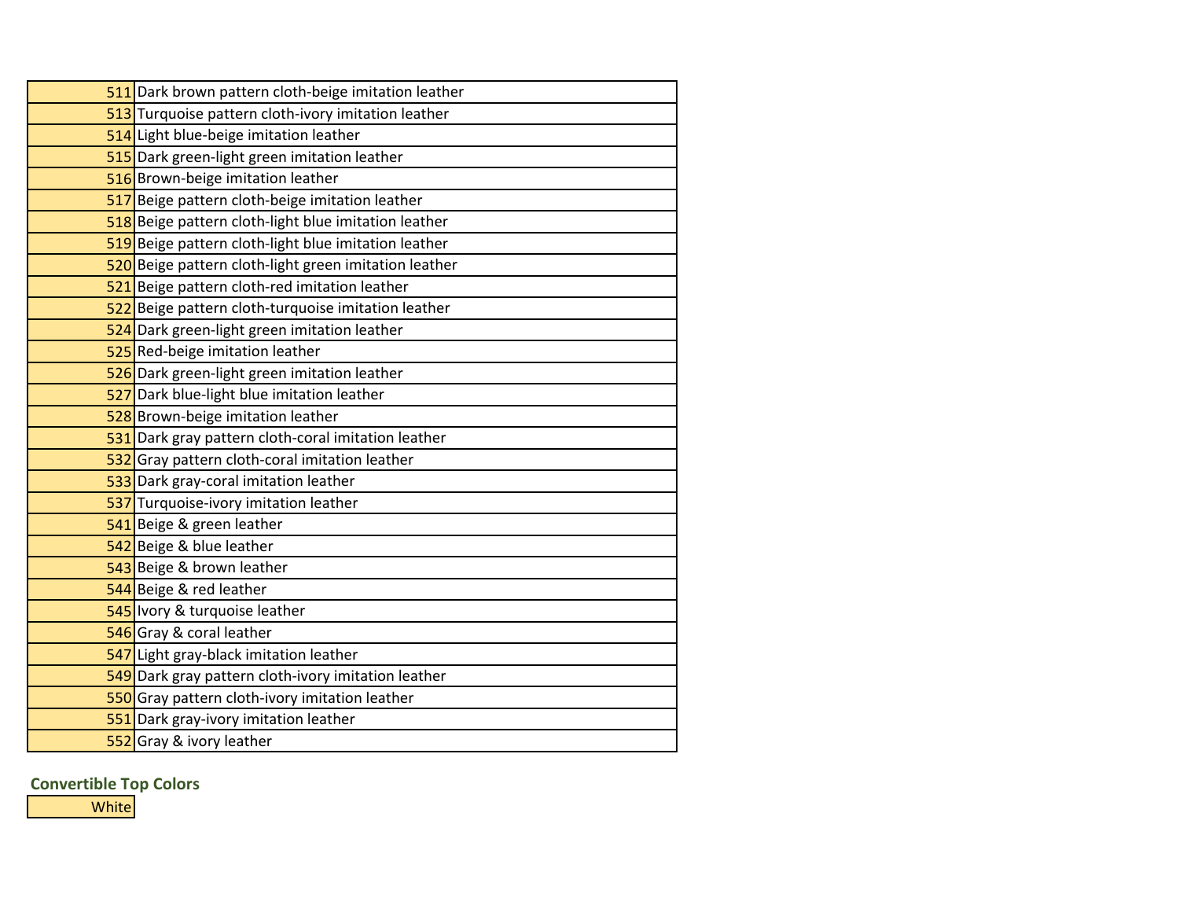| 511 | Dark brown pattern cloth-beige imitation leather |
|---|---|
| 513 | Turquoise pattern cloth-ivory imitation leather |
| 514 | Light blue-beige imitation leather |
| 515 | Dark green-light green imitation leather |
| 516 | Brown-beige imitation leather |
| 517 | Beige pattern cloth-beige imitation leather |
| 518 | Beige pattern cloth-light blue imitation leather |
| 519 | Beige pattern cloth-light blue imitation leather |
| 520 | Beige pattern cloth-light green imitation leather |
| 521 | Beige pattern cloth-red imitation leather |
| 522 | Beige pattern cloth-turquoise imitation leather |
| 524 | Dark green-light green imitation leather |
| 525 | Red-beige imitation leather |
| 526 | Dark green-light green imitation leather |
| 527 | Dark blue-light blue imitation leather |
| 528 | Brown-beige imitation leather |
| 531 | Dark gray pattern cloth-coral imitation leather |
| 532 | Gray pattern cloth-coral imitation leather |
| 533 | Dark gray-coral imitation leather |
| 537 | Turquoise-ivory imitation leather |
| 541 | Beige & green leather |
| 542 | Beige & blue leather |
| 543 | Beige & brown leather |
| 544 | Beige & red leather |
| 545 | Ivory & turquoise leather |
| 546 | Gray & coral leather |
| 547 | Light gray-black imitation leather |
| 549 | Dark gray pattern cloth-ivory imitation leather |
| 550 | Gray pattern cloth-ivory imitation leather |
| 551 | Dark gray-ivory imitation leather |
| 552 | Gray & ivory leather |

**Convertible Top Colors**

| White |
|---|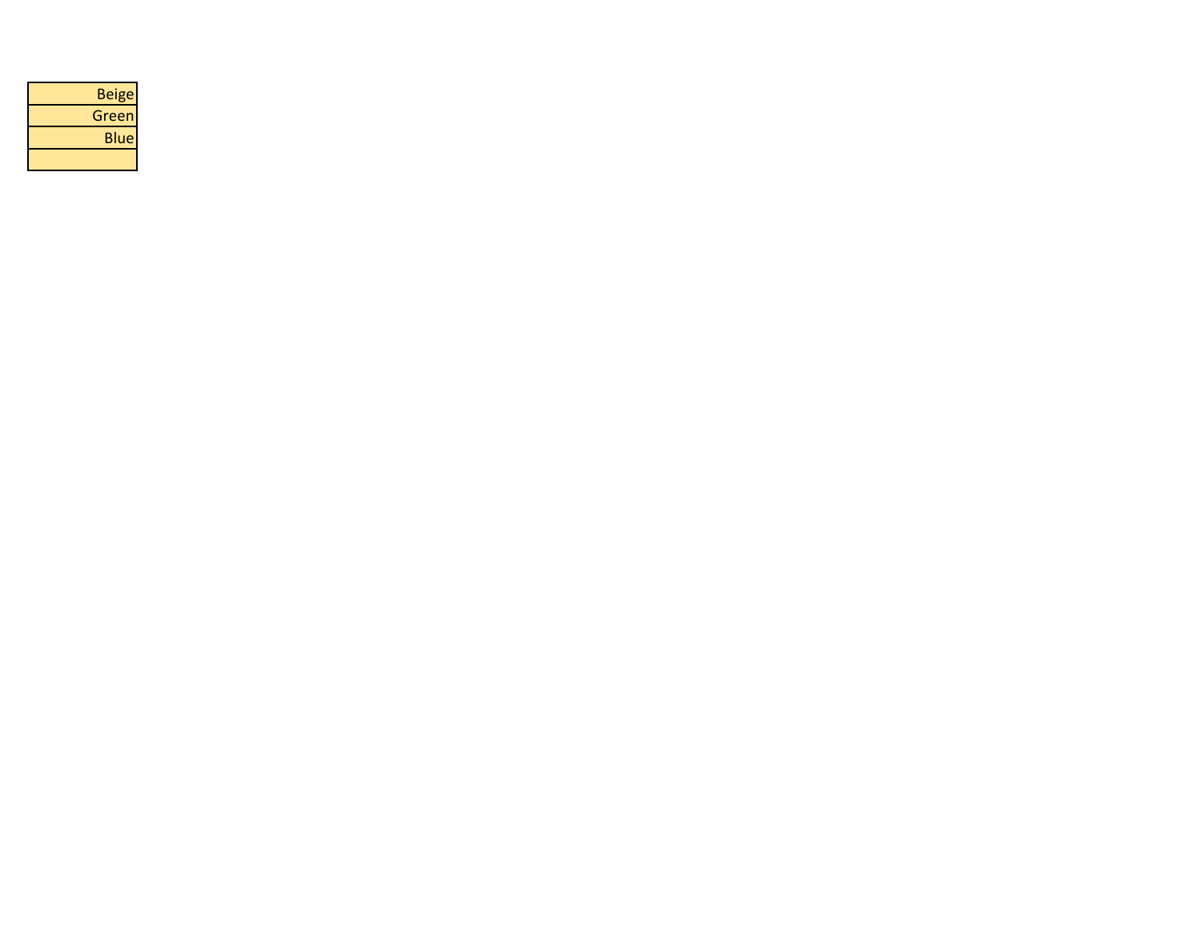| |
|---|
| Beige |
| Green |
| Blue |
| |